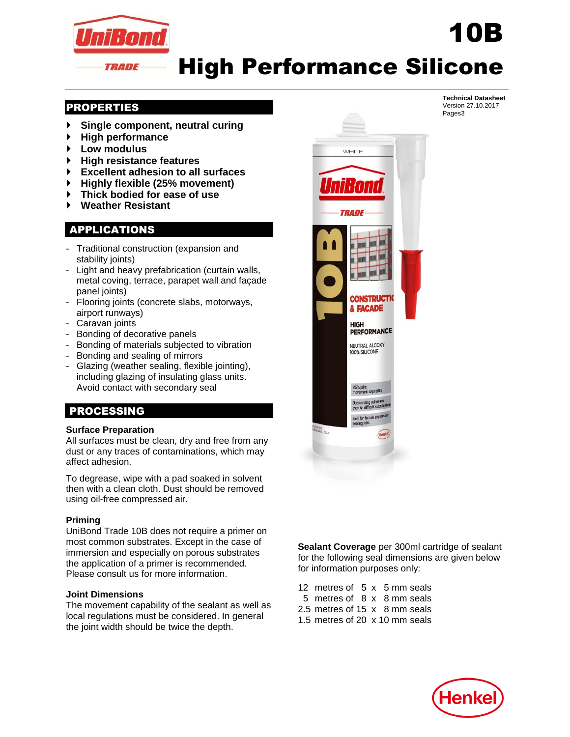# 10B High Performance Silicone

**Technical Datasheet**
Version 27.10.2017
Pages3

## PROPERTIES

- **Single component, neutral curing**
- **High performance**
- **Low modulus**
- **High resistance features**
- **Excellent adhesion to all surfaces**
- **Highly flexible (25% movement)**
- **Thick bodied for ease of use**
- **Weather Resistant**

## APPLICATIONS

- Traditional construction (expansion and stability joints)
- Light and heavy prefabrication (curtain walls, metal coving, terrace, parapet wall and façade panel joints)
- Flooring joints (concrete slabs, motorways, airport runways)
- Caravan joints
- Bonding of decorative panels
- Bonding of materials subjected to vibration
- Bonding and sealing of mirrors
- Glazing (weather sealing, flexible jointing), including glazing of insulating glass units. Avoid contact with secondary seal

## PROCESSING

### Surface Preparation

All surfaces must be clean, dry and free from any dust or any traces of contaminations, which may affect adhesion.

To degrease, wipe with a pad soaked in solvent then with a clean cloth. Dust should be removed using oil-free compressed air.

### Priming

UniBond Trade 10B does not require a primer on most common substrates. Except in the case of immersion and especially on porous substrates the application of a primer is recommended. Please consult us for more information.

### Joint Dimensions

The movement capability of the sealant as well as local regulations must be considered. In general the joint width should be twice the depth.

**Sealant Coverage** per 300ml cartridge of sealant for the following seal dimensions are given below for information purposes only:

12 metres of 5 x 5 mm seals
5 metres of 8 x 8 mm seals
2.5 metres of 15 x 8 mm seals
1.5 metres of 20 x 10 mm seals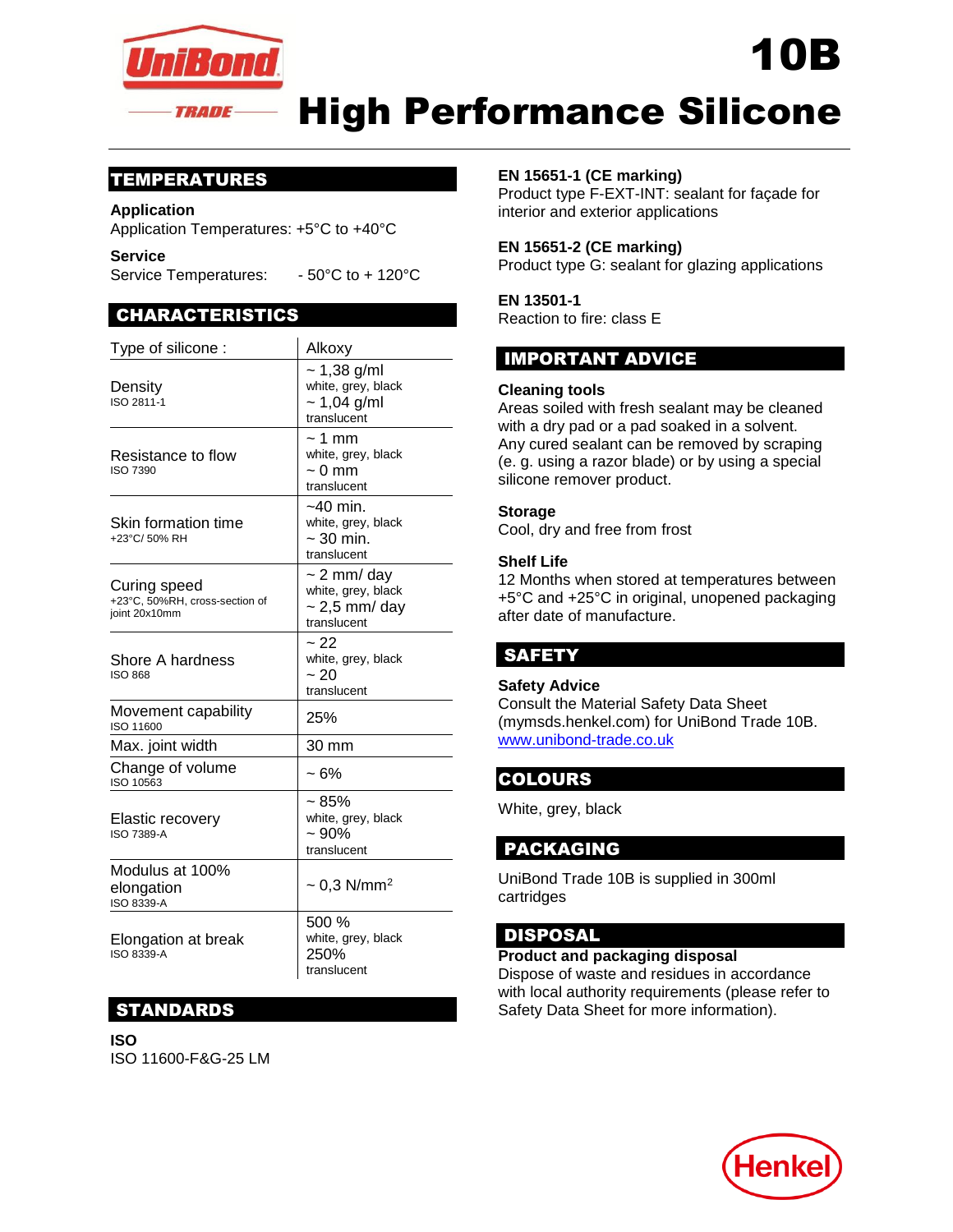# 10B

# High Performance Silicone

## TEMPERATURES

**Application**
Application Temperatures: +5°C to +40°C

**Service**
Service Temperatures: - 50°C to + 120°C

## CHARACTERISTICS

| | |
|---|---|
| Type of silicone : | Alkoxy |
| Density<br>ISO 2811-1 | ~ 1,38 g/ml<br>white, grey, black<br>~ 1,04 g/ml<br>translucent |
| Resistance to flow<br>ISO 7390 | ~ 1 mm<br>white, grey, black<br>~ 0 mm<br>translucent |
| Skin formation time<br>+23°C/ 50% RH | ~40 min.<br>white, grey, black<br>~ 30 min.<br>translucent |
| Curing speed<br>+23°C, 50%RH, cross-section of joint 20x10mm | ~ 2 mm/ day<br>white, grey, black<br>~ 2,5 mm/ day<br>translucent |
| Shore A hardness<br>ISO 868 | ~ 22<br>white, grey, black<br>~ 20<br>translucent |
| Movement capability<br>ISO 11600 | 25% |
| Max. joint width | 30 mm |
| Change of volume<br>ISO 10563 | ~ 6% |
| Elastic recovery<br>ISO 7389-A | ~ 85%<br>white, grey, black<br>~ 90%<br>translucent |
| Modulus at 100% elongation<br>ISO 8339-A | ~ 0,3 N/mm$^2$ |
| Elongation at break<br>ISO 8339-A | 500 %<br>white, grey, black<br>250%<br>translucent |

## STANDARDS

**ISO**
ISO 11600-F&G-25 LM

**EN 15651-1 (CE marking)**
Product type F-EXT-INT: sealant for façade for interior and exterior applications

**EN 15651-2 (CE marking)**
Product type G: sealant for glazing applications

**EN 13501-1**
Reaction to fire: class E

## IMPORTANT ADVICE

**Cleaning tools**
Areas soiled with fresh sealant may be cleaned with a dry pad or a pad soaked in a solvent. Any cured sealant can be removed by scraping (e. g. using a razor blade) or by using a special silicone remover product.

**Storage**
Cool, dry and free from frost

**Shelf Life**
12 Months when stored at temperatures between +5°C and +25°C in original, unopened packaging after date of manufacture.

## SAFETY

**Safety Advice**
Consult the Material Safety Data Sheet (mymsds.henkel.com) for UniBond Trade 10B.
www.unibond-trade.co.uk

## COLOURS

White, grey, black

## PACKAGING

UniBond Trade 10B is supplied in 300ml cartridges

## DISPOSAL

**Product and packaging disposal**
Dispose of waste and residues in accordance with local authority requirements (please refer to Safety Data Sheet for more information).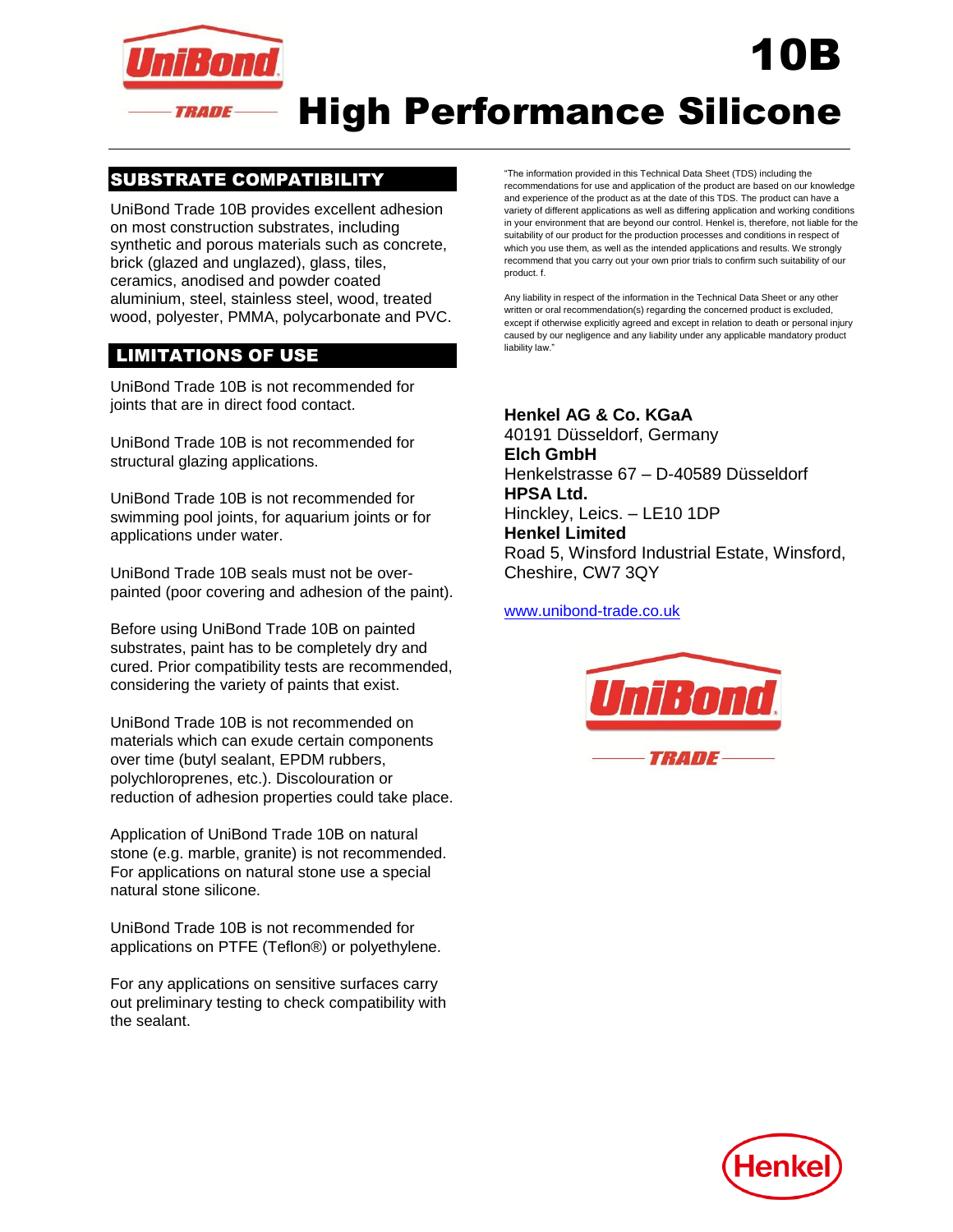## SUBSTRATE COMPATIBILITY

UniBond Trade 10B provides excellent adhesion on most construction substrates, including synthetic and porous materials such as concrete, brick (glazed and unglazed), glass, tiles, ceramics, anodised and powder coated aluminium, steel, stainless steel, wood, treated wood, polyester, PMMA, polycarbonate and PVC.

## LIMITATIONS OF USE

UniBond Trade 10B is not recommended for joints that are in direct food contact.

UniBond Trade 10B is not recommended for structural glazing applications.

UniBond Trade 10B is not recommended for swimming pool joints, for aquarium joints or for applications under water.

UniBond Trade 10B seals must not be over-painted (poor covering and adhesion of the paint).

Before using UniBond Trade 10B on painted substrates, paint has to be completely dry and cured. Prior compatibility tests are recommended, considering the variety of paints that exist.

UniBond Trade 10B is not recommended on materials which can exude certain components over time (butyl sealant, EPDM rubbers, polychloroprenes, etc.). Discolouration or reduction of adhesion properties could take place.

Application of UniBond Trade 10B on natural stone (e.g. marble, granite) is not recommended. For applications on natural stone use a special natural stone silicone.

UniBond Trade 10B is not recommended for applications on PTFE (Teflon®) or polyethylene.

For any applications on sensitive surfaces carry out preliminary testing to check compatibility with the sealant.

"The information provided in this Technical Data Sheet (TDS) including the recommendations for use and application of the product are based on our knowledge and experience of the product as at the date of this TDS. The product can have a variety of different applications as well as differing application and working conditions in your environment that are beyond our control. Henkel is, therefore, not liable for the suitability of our product for the production processes and conditions in respect of which you use them, as well as the intended applications and results. We strongly recommend that you carry out your own prior trials to confirm such suitability of our product. f.

Any liability in respect of the information in the Technical Data Sheet or any other written or oral recommendation(s) regarding the concerned product is excluded, except if otherwise explicitly agreed and except in relation to death or personal injury caused by our negligence and any liability under any applicable mandatory product liability law."

**Henkel AG & Co. KGaA**
40191 Düsseldorf, Germany
**Elch GmbH**
Henkelstrasse 67 – D-40589 Düsseldorf
**HPSA Ltd.**
Hinckley, Leics. – LE10 1DP
**Henkel Limited**
Road 5, Winsford Industrial Estate, Winsford, Cheshire, CW7 3QY

www.unibond-trade.co.uk